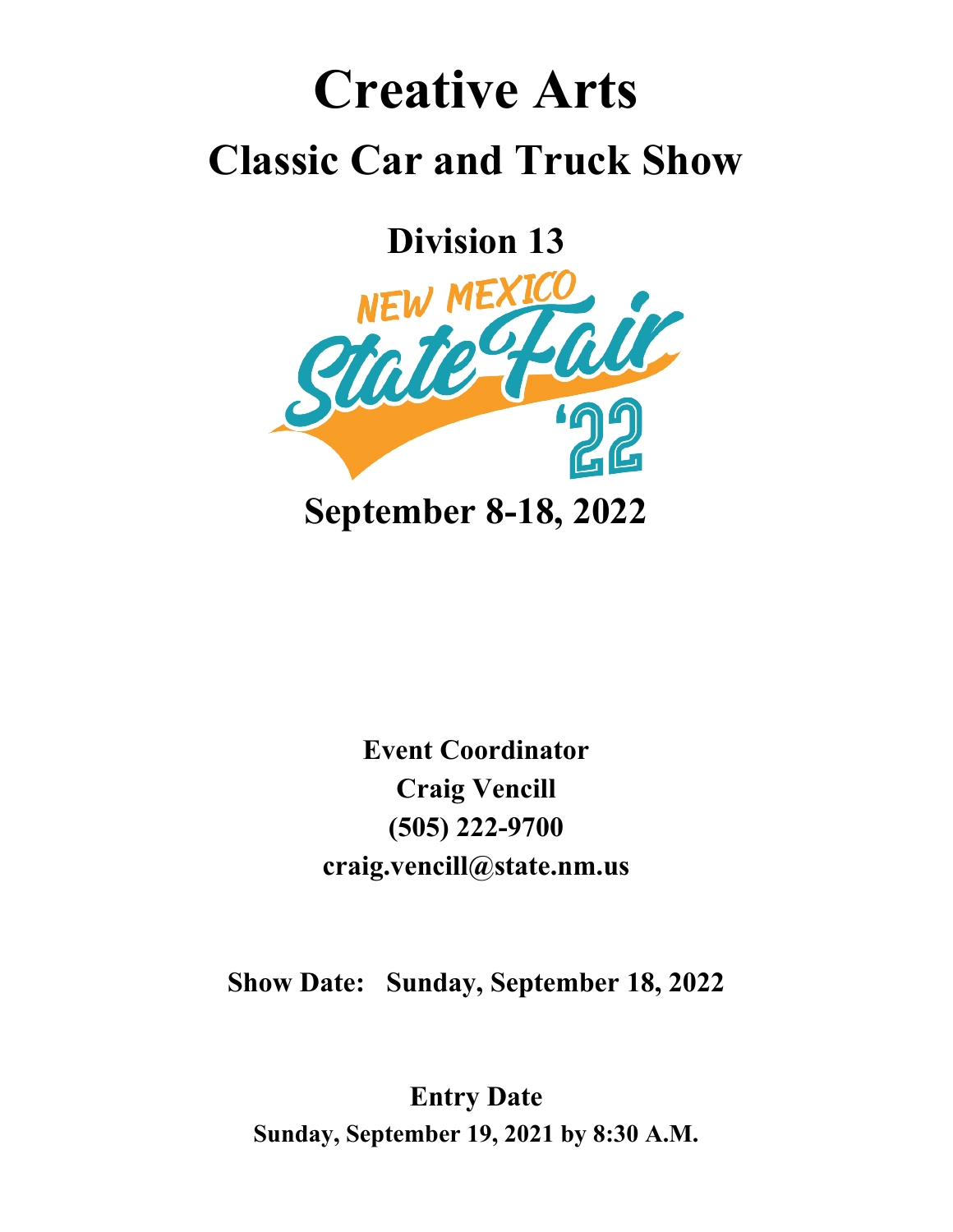# Creative Arts

## Classic Car and Truck Show

### Division 13

NEW MEXICO State Fair '22

**September 8-18, 2022**

**Event Coordinator**
**Craig Vencill**
**(505) 222-9700**
**craig.vencill@state.nm.us**

**Show Date: Sunday, September 18, 2022**

**Entry Date**
**Sunday, September 19, 2021 by 8:30 A.M.**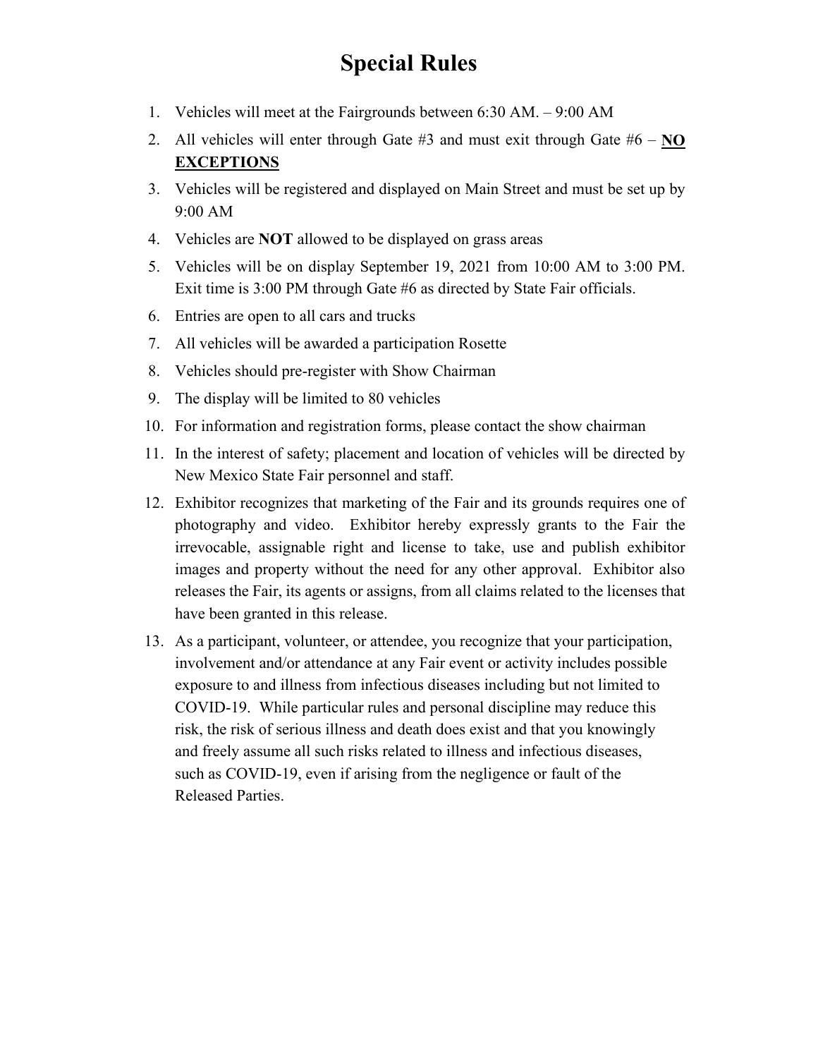# Special Rules

1. Vehicles will meet at the Fairgrounds between 6:30 AM. – 9:00 AM
2. All vehicles will enter through Gate #3 and must exit through Gate #6 – **NO EXCEPTIONS**
3. Vehicles will be registered and displayed on Main Street and must be set up by 9:00 AM
4. Vehicles are **NOT** allowed to be displayed on grass areas
5. Vehicles will be on display September 19, 2021 from 10:00 AM to 3:00 PM. Exit time is 3:00 PM through Gate #6 as directed by State Fair officials.
6. Entries are open to all cars and trucks
7. All vehicles will be awarded a participation Rosette
8. Vehicles should pre-register with Show Chairman
9. The display will be limited to 80 vehicles
10. For information and registration forms, please contact the show chairman
11. In the interest of safety; placement and location of vehicles will be directed by New Mexico State Fair personnel and staff.
12. Exhibitor recognizes that marketing of the Fair and its grounds requires one of photography and video. Exhibitor hereby expressly grants to the Fair the irrevocable, assignable right and license to take, use and publish exhibitor images and property without the need for any other approval. Exhibitor also releases the Fair, its agents or assigns, from all claims related to the licenses that have been granted in this release.
13. As a participant, volunteer, or attendee, you recognize that your participation, involvement and/or attendance at any Fair event or activity includes possible exposure to and illness from infectious diseases including but not limited to COVID-19. While particular rules and personal discipline may reduce this risk, the risk of serious illness and death does exist and that you knowingly and freely assume all such risks related to illness and infectious diseases, such as COVID-19, even if arising from the negligence or fault of the Released Parties.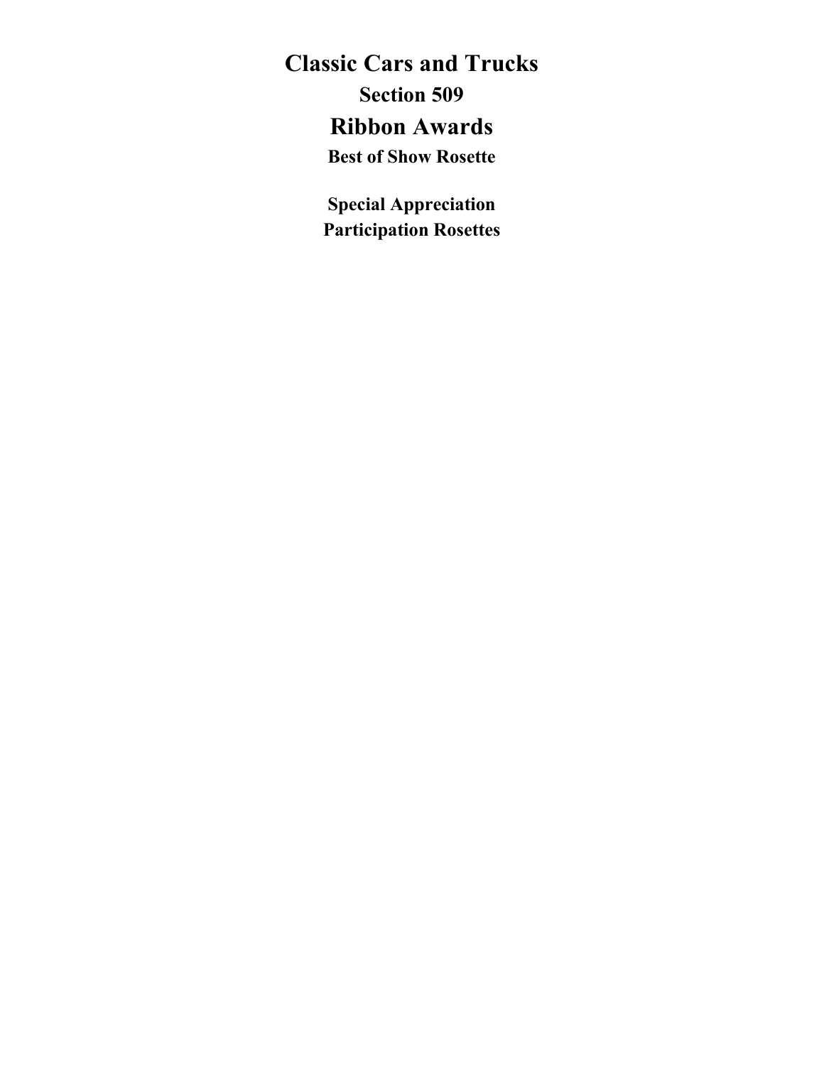# Classic Cars and Trucks

## Section 509

# Ribbon Awards

### Best of Show Rosette

### Special Appreciation
### Participation Rosettes